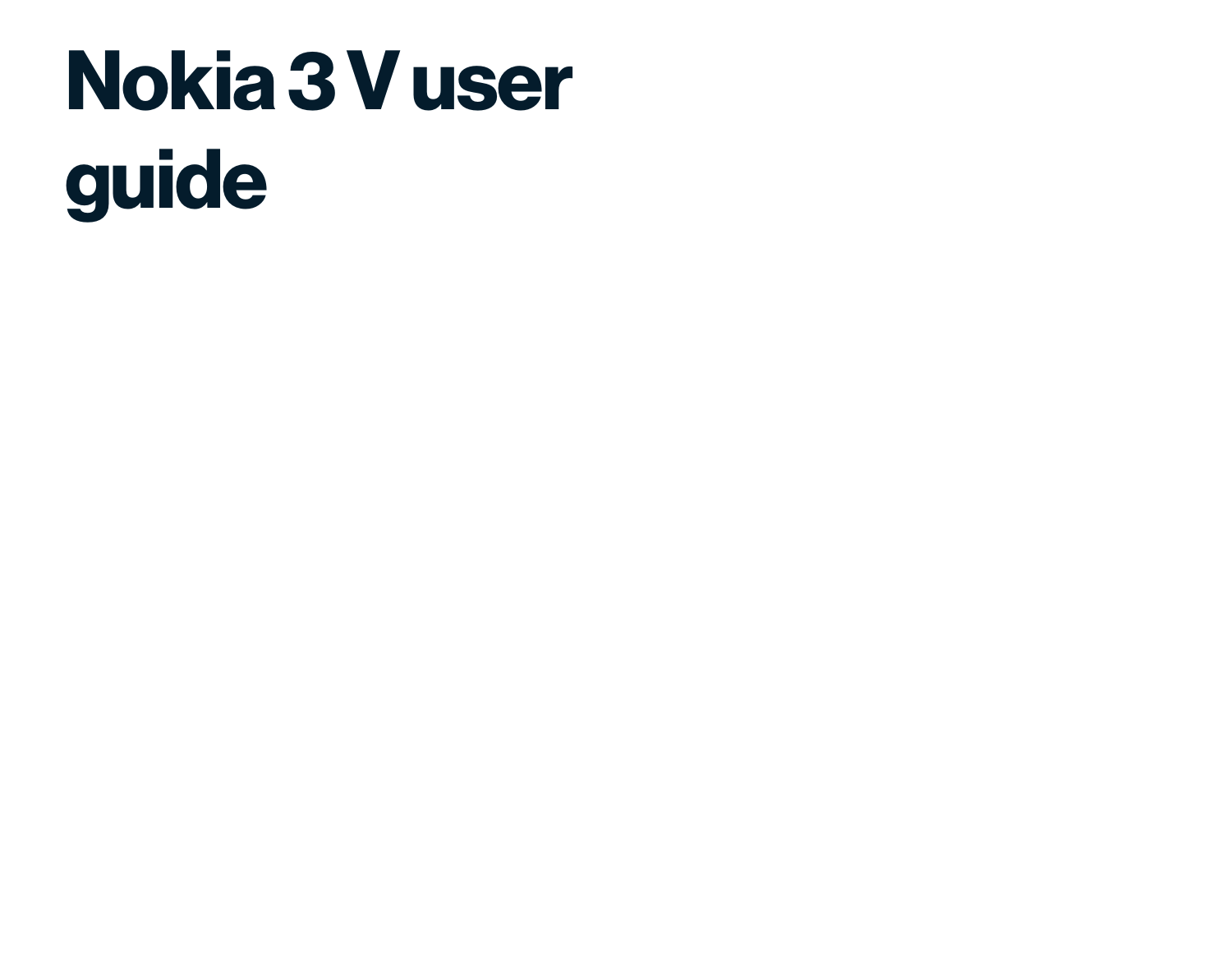# Nokia 3 V user guide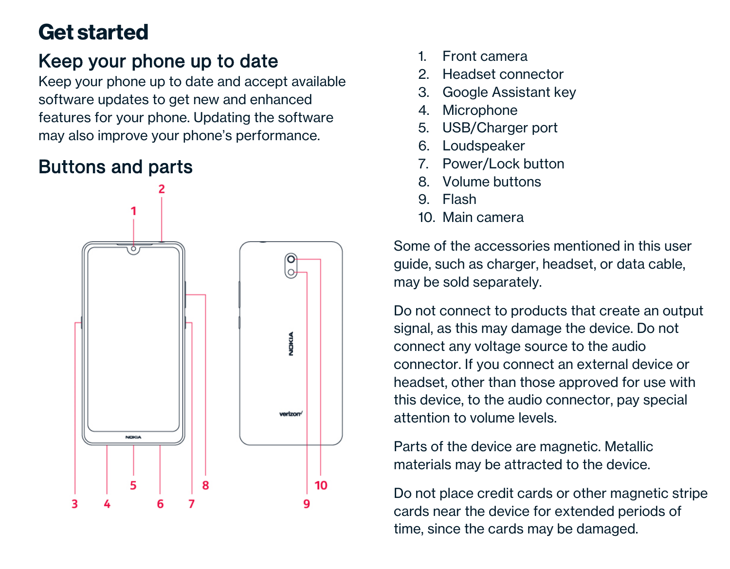# Get started

## Keep your phone up to date

Keep your phone up to date and accept available software updates to get new and enhanced features for your phone. Updating the software may also improve your phone's performance.

## Buttons and parts

1. Front camera
2. Headset connector
3. Google Assistant key
4. Microphone
5. USB/Charger port
6. Loudspeaker
7. Power/Lock button
8. Volume buttons
9. Flash
10. Main camera

Some of the accessories mentioned in this user guide, such as charger, headset, or data cable, may be sold separately.

Do not connect to products that create an output signal, as this may damage the device. Do not connect any voltage source to the audio connector. If you connect an external device or headset, other than those approved for use with this device, to the audio connector, pay special attention to volume levels.

Parts of the device are magnetic. Metallic materials may be attracted to the device.

Do not place credit cards or other magnetic stripe cards near the device for extended periods of time, since the cards may be damaged.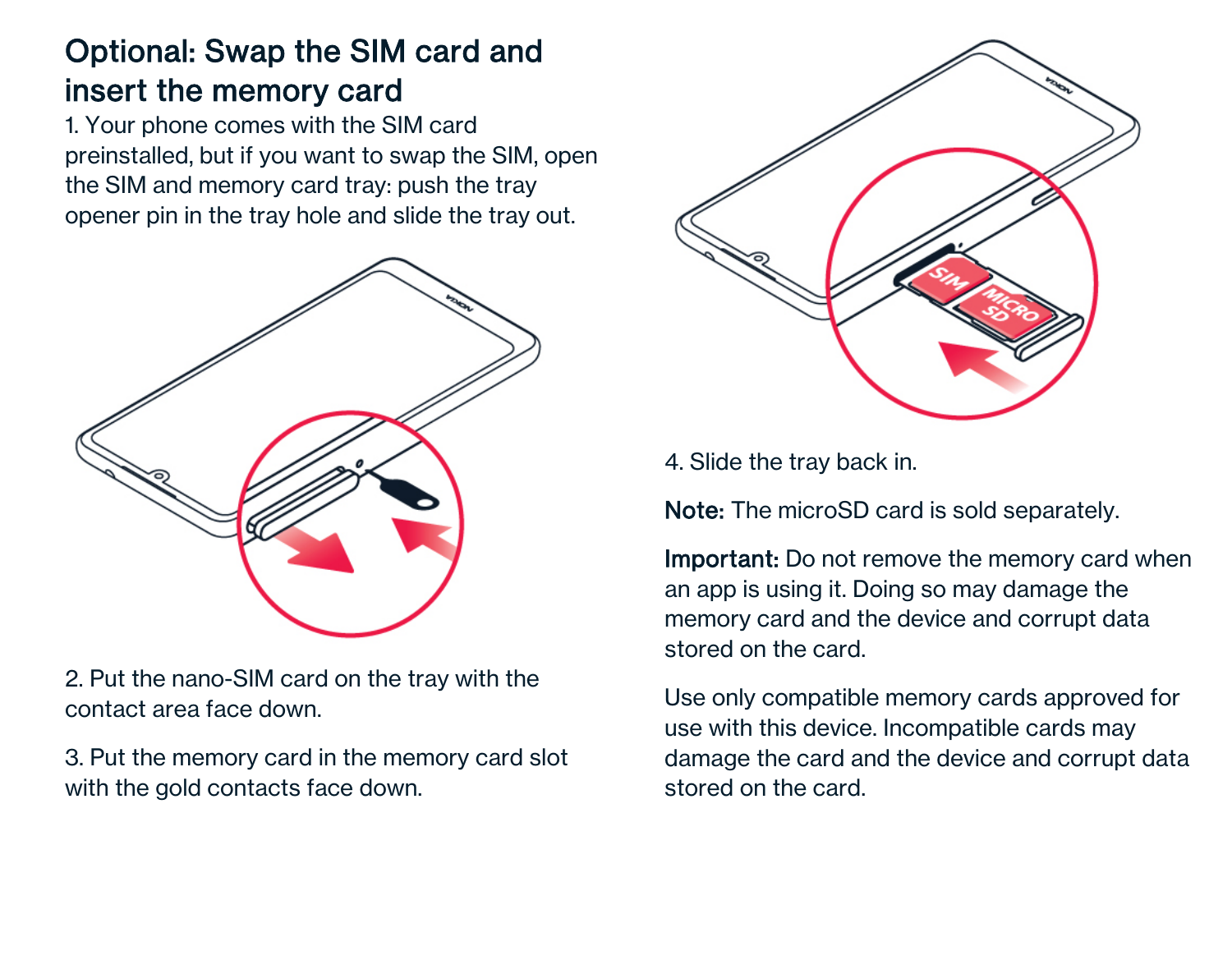## Optional: Swap the SIM card and insert the memory card

1. Your phone comes with the SIM card preinstalled, but if you want to swap the SIM, open the SIM and memory card tray: push the tray opener pin in the tray hole and slide the tray out.

2. Put the nano-SIM card on the tray with the contact area face down.

3. Put the memory card in the memory card slot with the gold contacts face down.

4. Slide the tray back in.

**Note:** The microSD card is sold separately.

**Important:** Do not remove the memory card when an app is using it. Doing so may damage the memory card and the device and corrupt data stored on the card.

Use only compatible memory cards approved for use with this device. Incompatible cards may damage the card and the device and corrupt data stored on the card.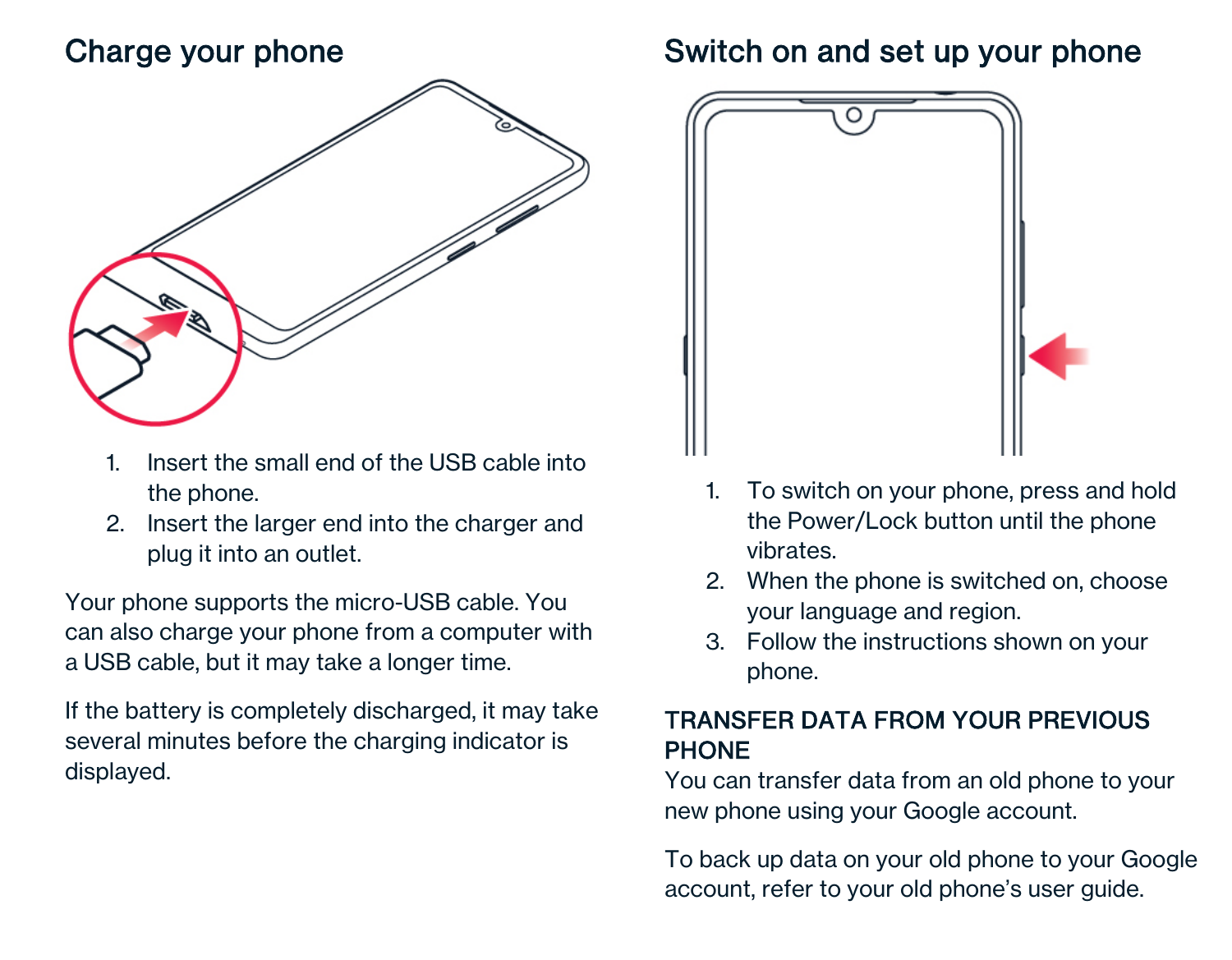## Charge your phone

1. Insert the small end of the USB cable into the phone.
2. Insert the larger end into the charger and plug it into an outlet.

Your phone supports the micro-USB cable. You can also charge your phone from a computer with a USB cable, but it may take a longer time.

If the battery is completely discharged, it may take several minutes before the charging indicator is displayed.

## Switch on and set up your phone

1. To switch on your phone, press and hold the Power/Lock button until the phone vibrates.
2. When the phone is switched on, choose your language and region.
3. Follow the instructions shown on your phone.

### TRANSFER DATA FROM YOUR PREVIOUS PHONE

You can transfer data from an old phone to your new phone using your Google account.

To back up data on your old phone to your Google account, refer to your old phone's user guide.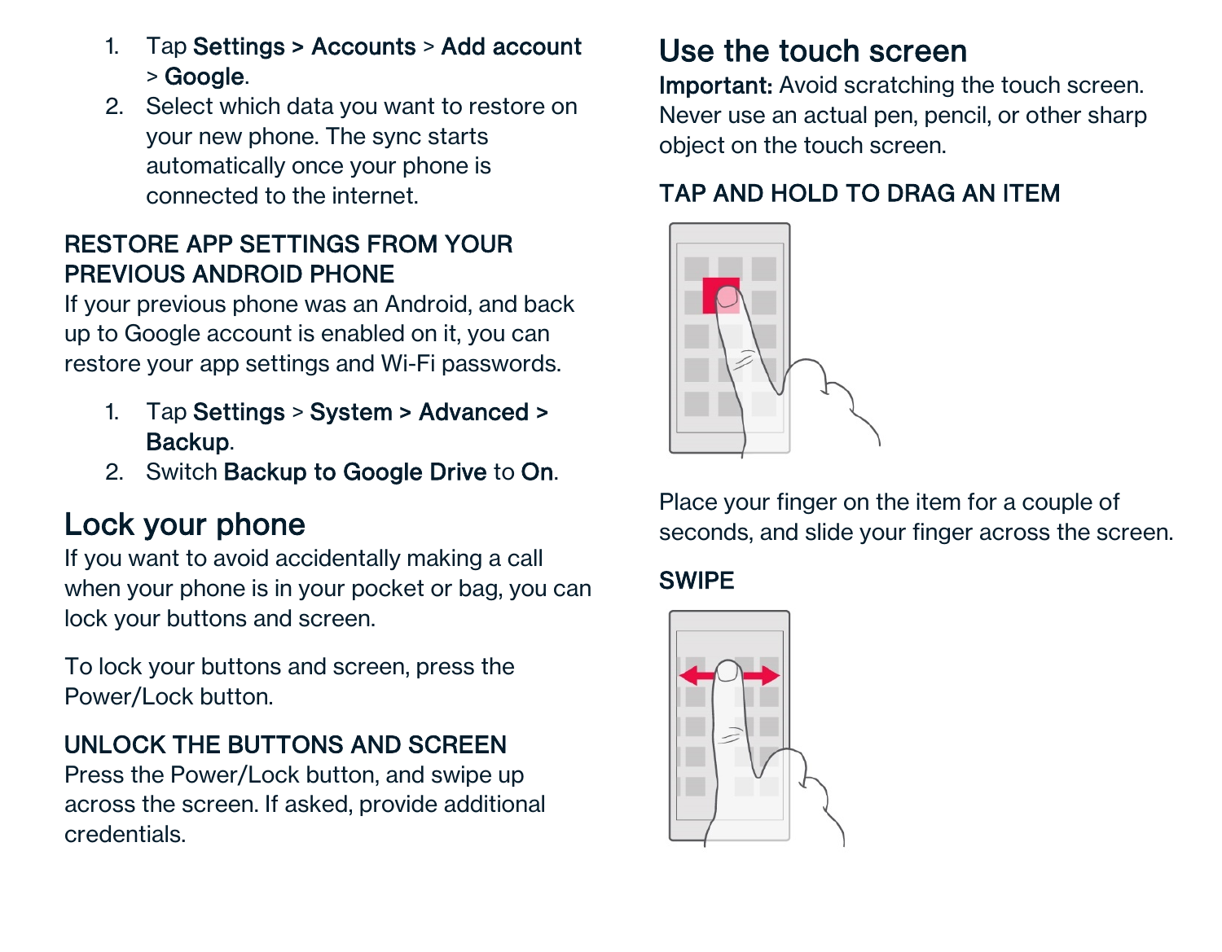1. Tap **Settings > Accounts** > **Add account** > **Google**.
2. Select which data you want to restore on your new phone. The sync starts automatically once your phone is connected to the internet.

### RESTORE APP SETTINGS FROM YOUR PREVIOUS ANDROID PHONE

If your previous phone was an Android, and back up to Google account is enabled on it, you can restore your app settings and Wi-Fi passwords.

1. Tap **Settings** > **System > Advanced > Backup**.
2. Switch **Backup to Google Drive** to **On**.

## Lock your phone

If you want to avoid accidentally making a call when your phone is in your pocket or bag, you can lock your buttons and screen.

To lock your buttons and screen, press the Power/Lock button.

### UNLOCK THE BUTTONS AND SCREEN

Press the Power/Lock button, and swipe up across the screen. If asked, provide additional credentials.

## Use the touch screen

**Important:** Avoid scratching the touch screen. Never use an actual pen, pencil, or other sharp object on the touch screen.

### TAP AND HOLD TO DRAG AN ITEM

Place your finger on the item for a couple of seconds, and slide your finger across the screen.

### SWIPE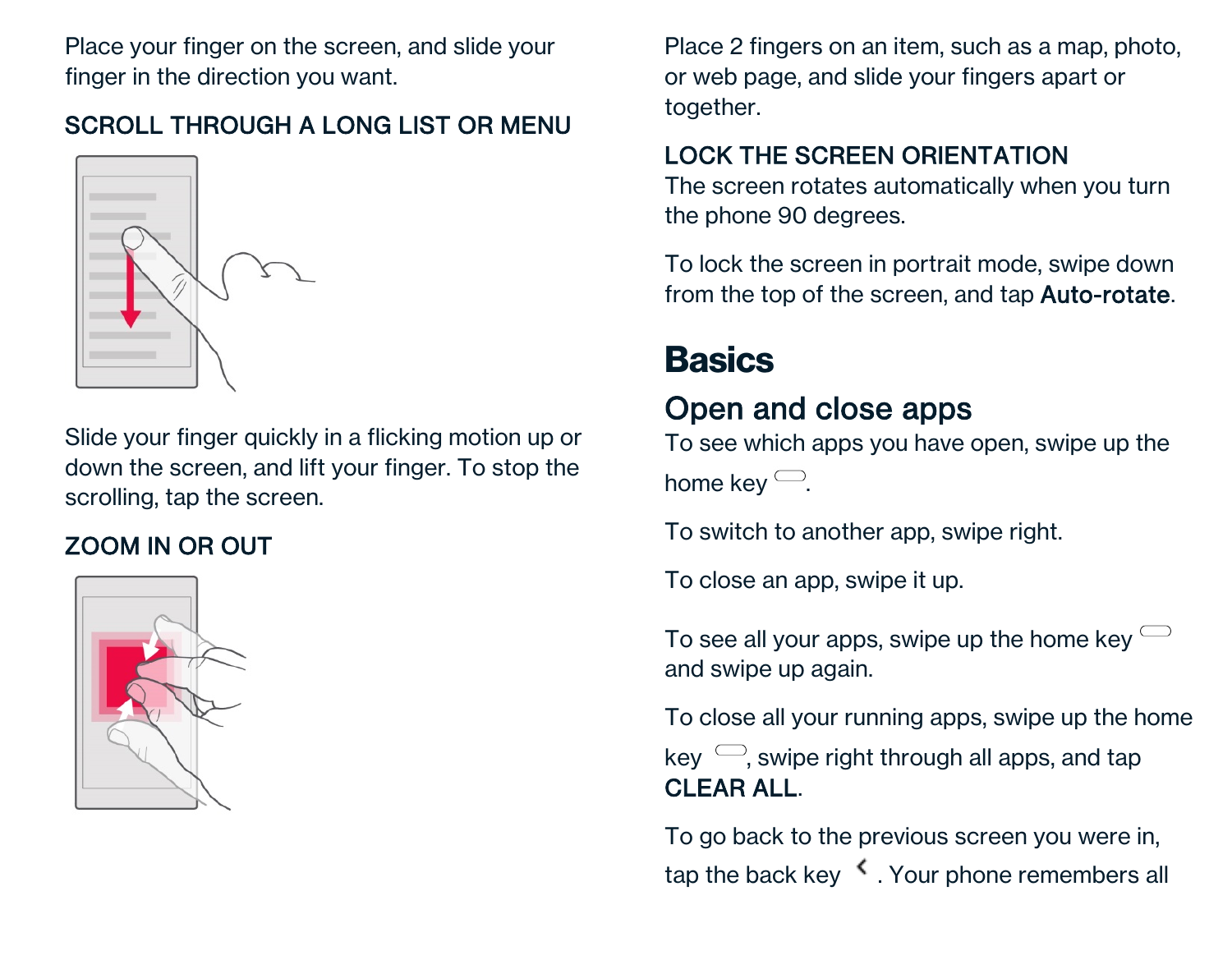Place your finger on the screen, and slide your finger in the direction you want.

SCROLL THROUGH A LONG LIST OR MENU

Slide your finger quickly in a flicking motion up or down the screen, and lift your finger. To stop the scrolling, tap the screen.

ZOOM IN OR OUT

Place 2 fingers on an item, such as a map, photo, or web page, and slide your fingers apart or together.

LOCK THE SCREEN ORIENTATION

The screen rotates automatically when you turn the phone 90 degrees.

To lock the screen in portrait mode, swipe down from the top of the screen, and tap **Auto-rotate**.

# Basics

## Open and close apps

To see which apps you have open, swipe up the home key.

To switch to another app, swipe right.

To close an app, swipe it up.

To see all your apps, swipe up the home key and swipe up again.

To close all your running apps, swipe up the home key, swipe right through all apps, and tap **CLEAR ALL**.

To go back to the previous screen you were in, tap the back key. Your phone remembers all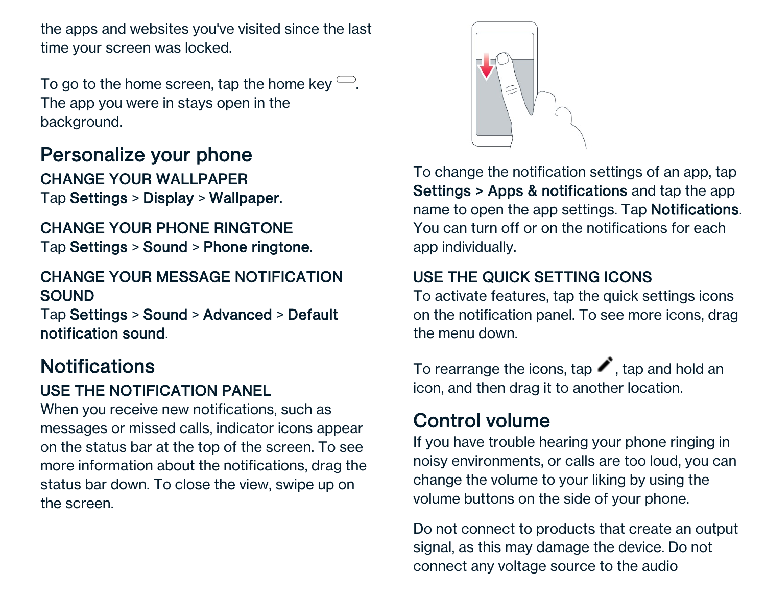the apps and websites you've visited since the last time your screen was locked.

To go to the home screen, tap the home key. The app you were in stays open in the background.

## Personalize your phone

### CHANGE YOUR WALLPAPER

Tap **Settings** > **Display** > **Wallpaper**.

### CHANGE YOUR PHONE RINGTONE

Tap **Settings** > **Sound** > **Phone ringtone**.

### CHANGE YOUR MESSAGE NOTIFICATION SOUND

Tap **Settings** > **Sound** > **Advanced** > **Default notification sound**.

## Notifications

### USE THE NOTIFICATION PANEL

When you receive new notifications, such as messages or missed calls, indicator icons appear on the status bar at the top of the screen. To see more information about the notifications, drag the status bar down. To close the view, swipe up on the screen.

To change the notification settings of an app, tap **Settings > Apps & notifications** and tap the app name to open the app settings. Tap **Notifications**. You can turn off or on the notifications for each app individually.

### USE THE QUICK SETTING ICONS

To activate features, tap the quick settings icons on the notification panel. To see more icons, drag the menu down.

To rearrange the icons, tap, tap and hold an icon, and then drag it to another location.

## Control volume

If you have trouble hearing your phone ringing in noisy environments, or calls are too loud, you can change the volume to your liking by using the volume buttons on the side of your phone.

Do not connect to products that create an output signal, as this may damage the device. Do not connect any voltage source to the audio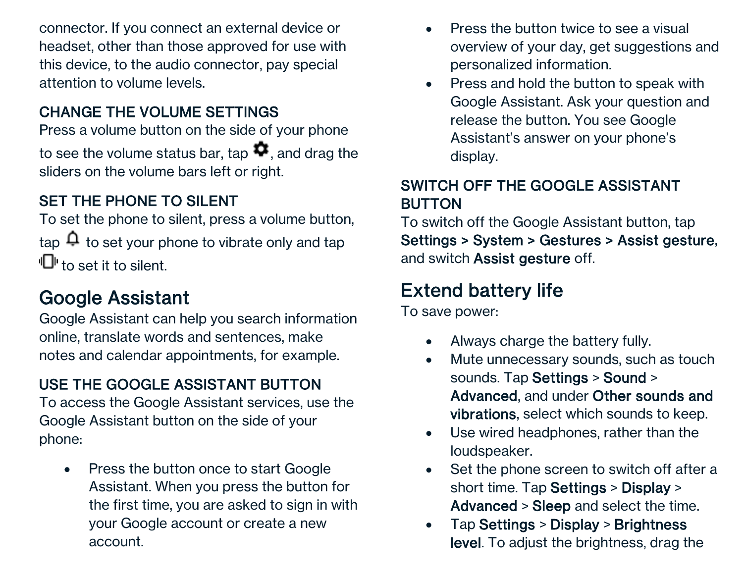connector. If you connect an external device or headset, other than those approved for use with this device, to the audio connector, pay special attention to volume levels.

### CHANGE THE VOLUME SETTINGS

Press a volume button on the side of your phone to see the volume status bar, tap ⚙, and drag the sliders on the volume bars left or right.

### SET THE PHONE TO SILENT

To set the phone to silent, press a volume button, tap 🔔 to set your phone to vibrate only and tap 📳 to set it to silent.

## Google Assistant

Google Assistant can help you search information online, translate words and sentences, make notes and calendar appointments, for example.

### USE THE GOOGLE ASSISTANT BUTTON

To access the Google Assistant services, use the Google Assistant button on the side of your phone:

- Press the button once to start Google Assistant. When you press the button for the first time, you are asked to sign in with your Google account or create a new account.
- Press the button twice to see a visual overview of your day, get suggestions and personalized information.
- Press and hold the button to speak with Google Assistant. Ask your question and release the button. You see Google Assistant's answer on your phone's display.

### SWITCH OFF THE GOOGLE ASSISTANT BUTTON

To switch off the Google Assistant button, tap **Settings > System > Gestures > Assist gesture**, and switch **Assist gesture** off.

## Extend battery life

To save power:

- Always charge the battery fully.
- Mute unnecessary sounds, such as touch sounds. Tap **Settings** > **Sound** > **Advanced**, and under **Other sounds and vibrations**, select which sounds to keep.
- Use wired headphones, rather than the loudspeaker.
- Set the phone screen to switch off after a short time. Tap **Settings** > **Display** > **Advanced** > **Sleep** and select the time.
- Tap **Settings** > **Display** > **Brightness level**. To adjust the brightness, drag the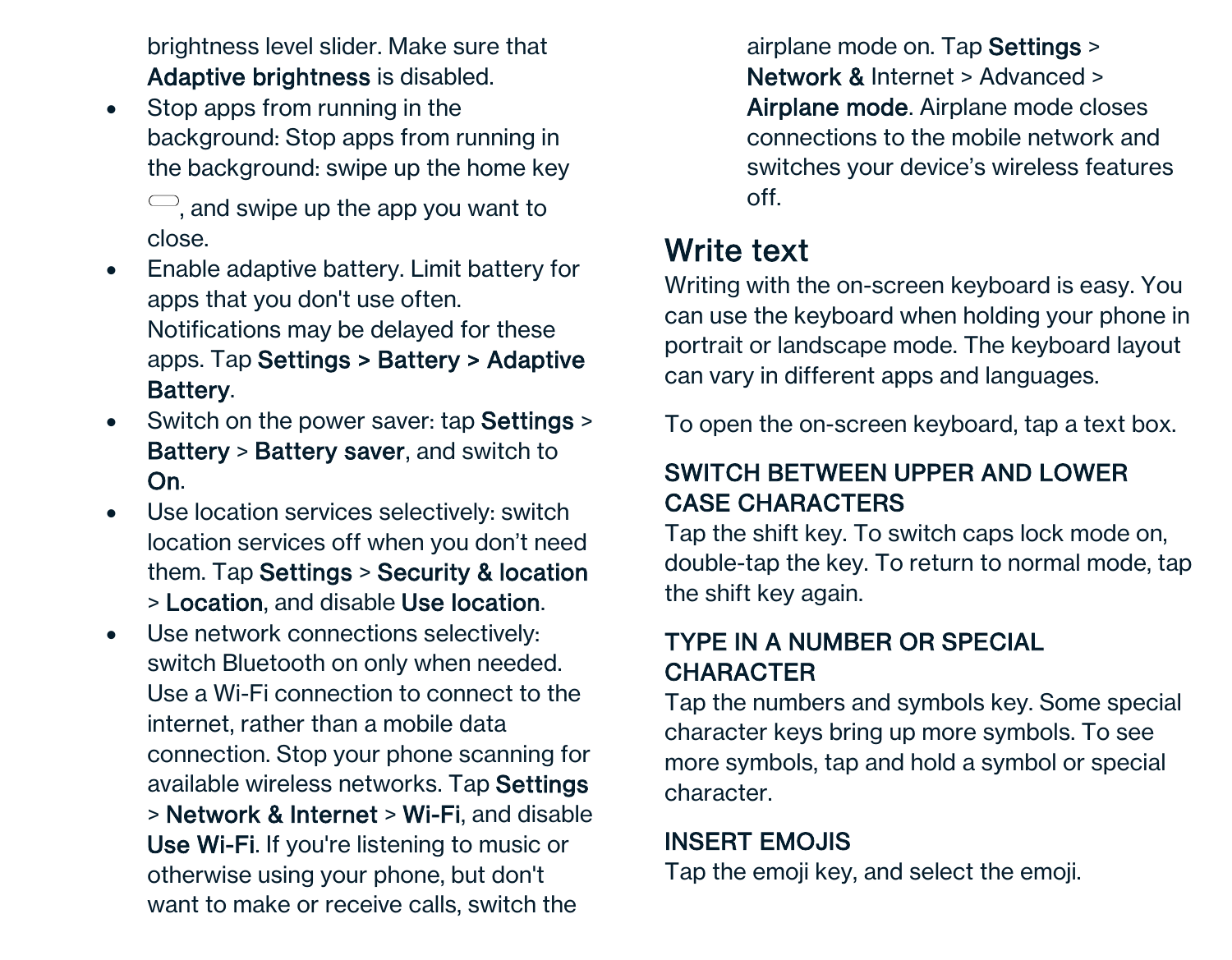brightness level slider. Make sure that **Adaptive brightness** is disabled.

- Stop apps from running in the background: Stop apps from running in the background: swipe up the home key ⬭, and swipe up the app you want to close.
- Enable adaptive battery. Limit battery for apps that you don't use often. Notifications may be delayed for these apps. Tap **Settings > Battery > Adaptive Battery**.
- Switch on the power saver: tap **Settings** > **Battery** > **Battery saver**, and switch to **On**.
- Use location services selectively: switch location services off when you don't need them. Tap **Settings** > **Security & location** > **Location**, and disable **Use location**.
- Use network connections selectively: switch Bluetooth on only when needed. Use a Wi-Fi connection to connect to the internet, rather than a mobile data connection. Stop your phone scanning for available wireless networks. Tap **Settings** > **Network & Internet** > **Wi-Fi**, and disable **Use Wi-Fi**. If you're listening to music or otherwise using your phone, but don't want to make or receive calls, switch the airplane mode on. Tap **Settings** > **Network &** Internet > Advanced > **Airplane mode**. Airplane mode closes connections to the mobile network and switches your device's wireless features off.

## Write text

Writing with the on-screen keyboard is easy. You can use the keyboard when holding your phone in portrait or landscape mode. The keyboard layout can vary in different apps and languages.

To open the on-screen keyboard, tap a text box.

### SWITCH BETWEEN UPPER AND LOWER CASE CHARACTERS

Tap the shift key. To switch caps lock mode on, double-tap the key. To return to normal mode, tap the shift key again.

### TYPE IN A NUMBER OR SPECIAL CHARACTER

Tap the numbers and symbols key. Some special character keys bring up more symbols. To see more symbols, tap and hold a symbol or special character.

### INSERT EMOJIS

Tap the emoji key, and select the emoji.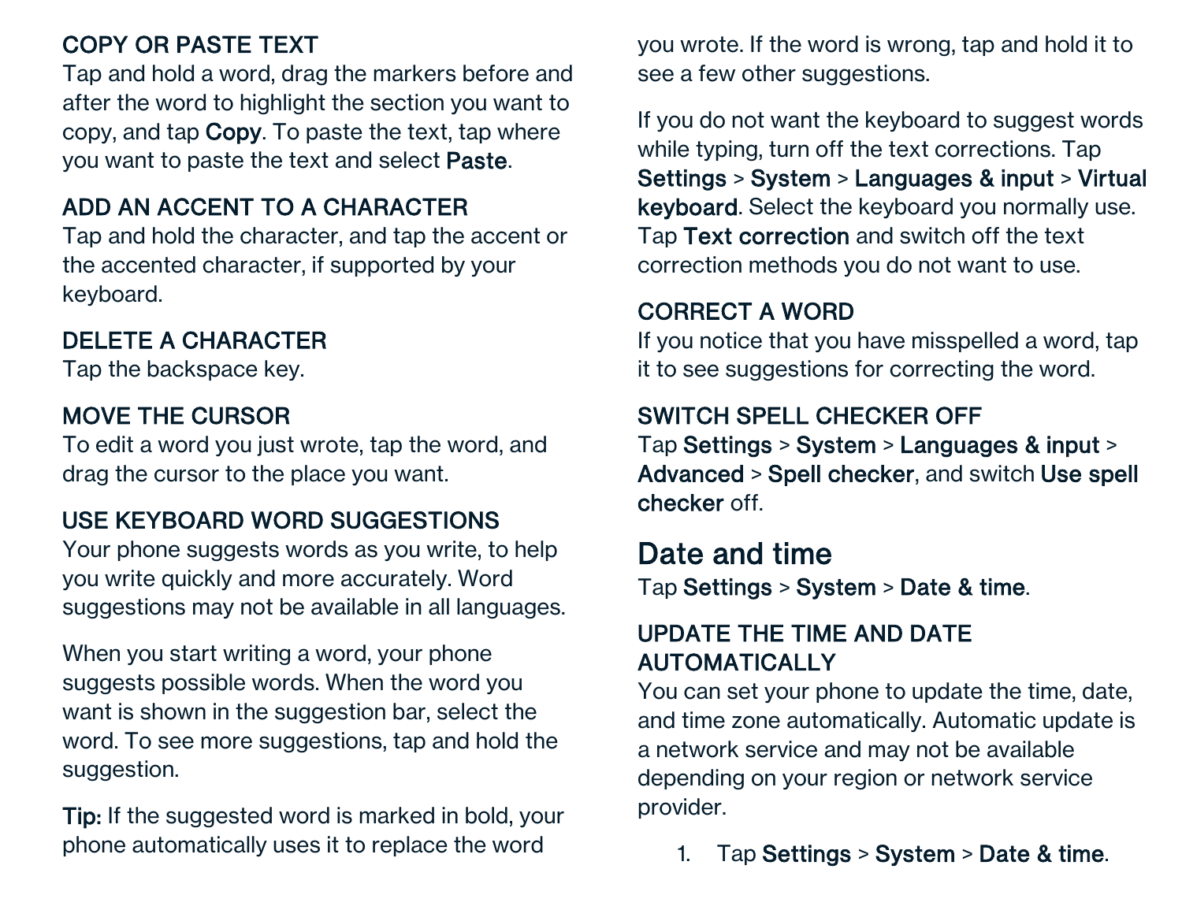### COPY OR PASTE TEXT

Tap and hold a word, drag the markers before and after the word to highlight the section you want to copy, and tap **Copy**. To paste the text, tap where you want to paste the text and select **Paste**.

### ADD AN ACCENT TO A CHARACTER

Tap and hold the character, and tap the accent or the accented character, if supported by your keyboard.

### DELETE A CHARACTER

Tap the backspace key.

### MOVE THE CURSOR

To edit a word you just wrote, tap the word, and drag the cursor to the place you want.

### USE KEYBOARD WORD SUGGESTIONS

Your phone suggests words as you write, to help you write quickly and more accurately. Word suggestions may not be available in all languages.

When you start writing a word, your phone suggests possible words. When the word you want is shown in the suggestion bar, select the word. To see more suggestions, tap and hold the suggestion.

**Tip:** If the suggested word is marked in bold, your phone automatically uses it to replace the word you wrote. If the word is wrong, tap and hold it to see a few other suggestions.

If you do not want the keyboard to suggest words while typing, turn off the text corrections. Tap **Settings** > **System** > **Languages & input** > **Virtual keyboard**. Select the keyboard you normally use. Tap **Text correction** and switch off the text correction methods you do not want to use.

### CORRECT A WORD

If you notice that you have misspelled a word, tap it to see suggestions for correcting the word.

### SWITCH SPELL CHECKER OFF

Tap **Settings** > **System** > **Languages & input** > **Advanced** > **Spell checker**, and switch **Use spell checker** off.

## Date and time

Tap **Settings** > **System** > **Date & time**.

### UPDATE THE TIME AND DATE AUTOMATICALLY

You can set your phone to update the time, date, and time zone automatically. Automatic update is a network service and may not be available depending on your region or network service provider.

1. Tap **Settings** > **System** > **Date & time**.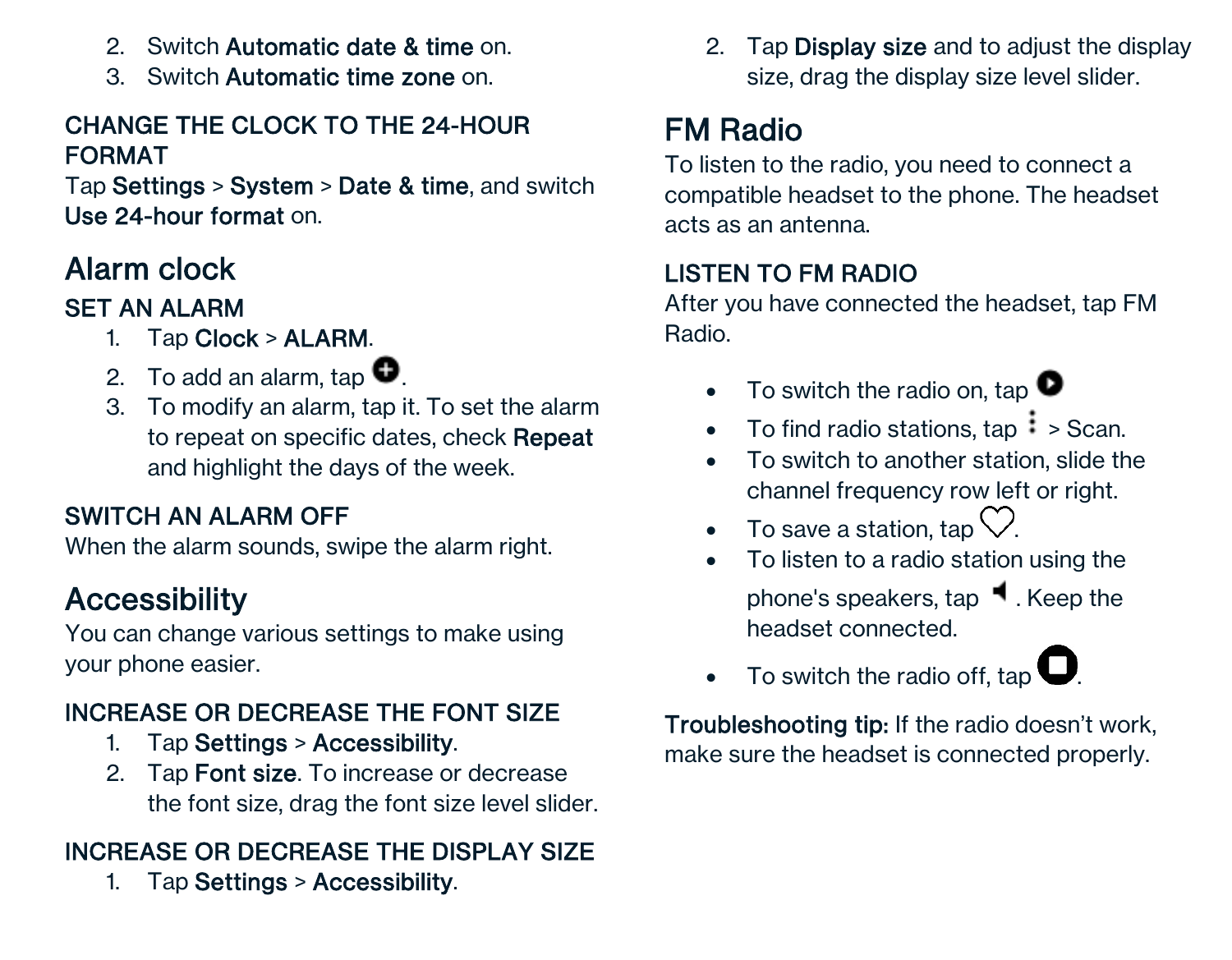2. Switch **Automatic date & time** on.
3. Switch **Automatic time zone** on.

### CHANGE THE CLOCK TO THE 24-HOUR FORMAT

Tap **Settings** > **System** > **Date & time**, and switch **Use 24-hour format** on.

## Alarm clock

### SET AN ALARM

1. Tap **Clock** > **ALARM**.
2. To add an alarm, tap .
3. To modify an alarm, tap it. To set the alarm to repeat on specific dates, check **Repeat** and highlight the days of the week.

### SWITCH AN ALARM OFF

When the alarm sounds, swipe the alarm right.

## Accessibility

You can change various settings to make using your phone easier.

### INCREASE OR DECREASE THE FONT SIZE

1. Tap **Settings** > **Accessibility**.
2. Tap **Font size**. To increase or decrease the font size, drag the font size level slider.

### INCREASE OR DECREASE THE DISPLAY SIZE

1. Tap **Settings** > **Accessibility**.
2. Tap **Display size** and to adjust the display size, drag the display size level slider.

## FM Radio

To listen to the radio, you need to connect a compatible headset to the phone. The headset acts as an antenna.

### LISTEN TO FM RADIO

After you have connected the headset, tap FM Radio.

- To switch the radio on, tap 
- To find radio stations, tap > Scan.
- To switch to another station, slide the channel frequency row left or right.
- To save a station, tap .
- To listen to a radio station using the phone's speakers, tap . Keep the headset connected.
- To switch the radio off, tap .

**Troubleshooting tip:** If the radio doesn't work, make sure the headset is connected properly.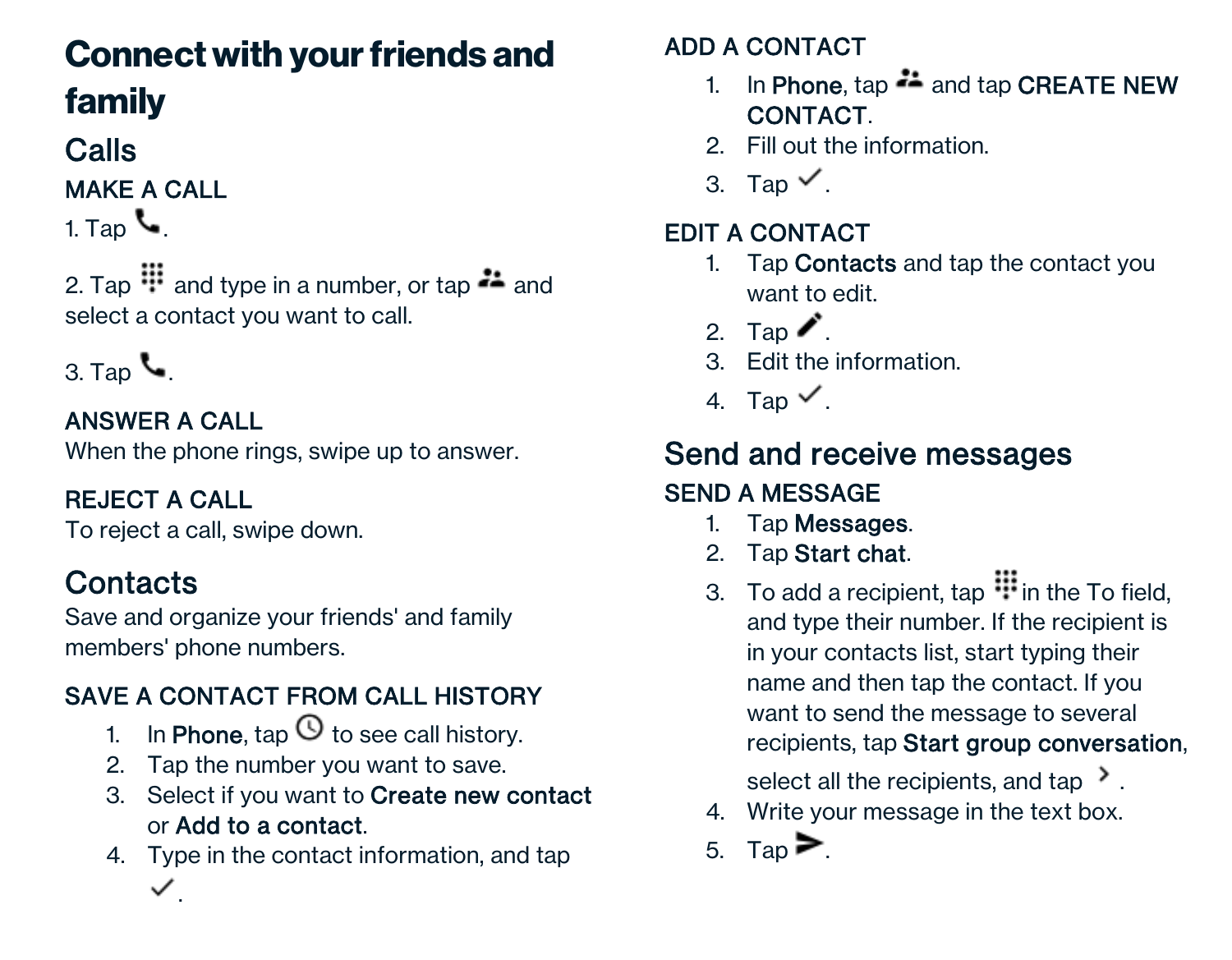# Connect with your friends and family

## Calls

### MAKE A CALL

1. Tap .

2. Tap  and type in a number, or tap  and select a contact you want to call.

3. Tap .

### ANSWER A CALL

When the phone rings, swipe up to answer.

### REJECT A CALL

To reject a call, swipe down.

## Contacts

Save and organize your friends' and family members' phone numbers.

### SAVE A CONTACT FROM CALL HISTORY

1. In **Phone**, tap  to see call history.
2. Tap the number you want to save.
3. Select if you want to **Create new contact** or **Add to a contact**.
4. Type in the contact information, and tap .

### ADD A CONTACT

1. In **Phone**, tap  and tap **CREATE NEW CONTACT**.
2. Fill out the information.
3. Tap .

### EDIT A CONTACT

1. Tap **Contacts** and tap the contact you want to edit.
2. Tap .
3. Edit the information.
4. Tap .

## Send and receive messages

### SEND A MESSAGE

1. Tap **Messages**.
2. Tap **Start chat**.
3. To add a recipient, tap  in the To field, and type their number. If the recipient is in your contacts list, start typing their name and then tap the contact. If you want to send the message to several recipients, tap **Start group conversation**, select all the recipients, and tap .
4. Write your message in the text box.
5. Tap .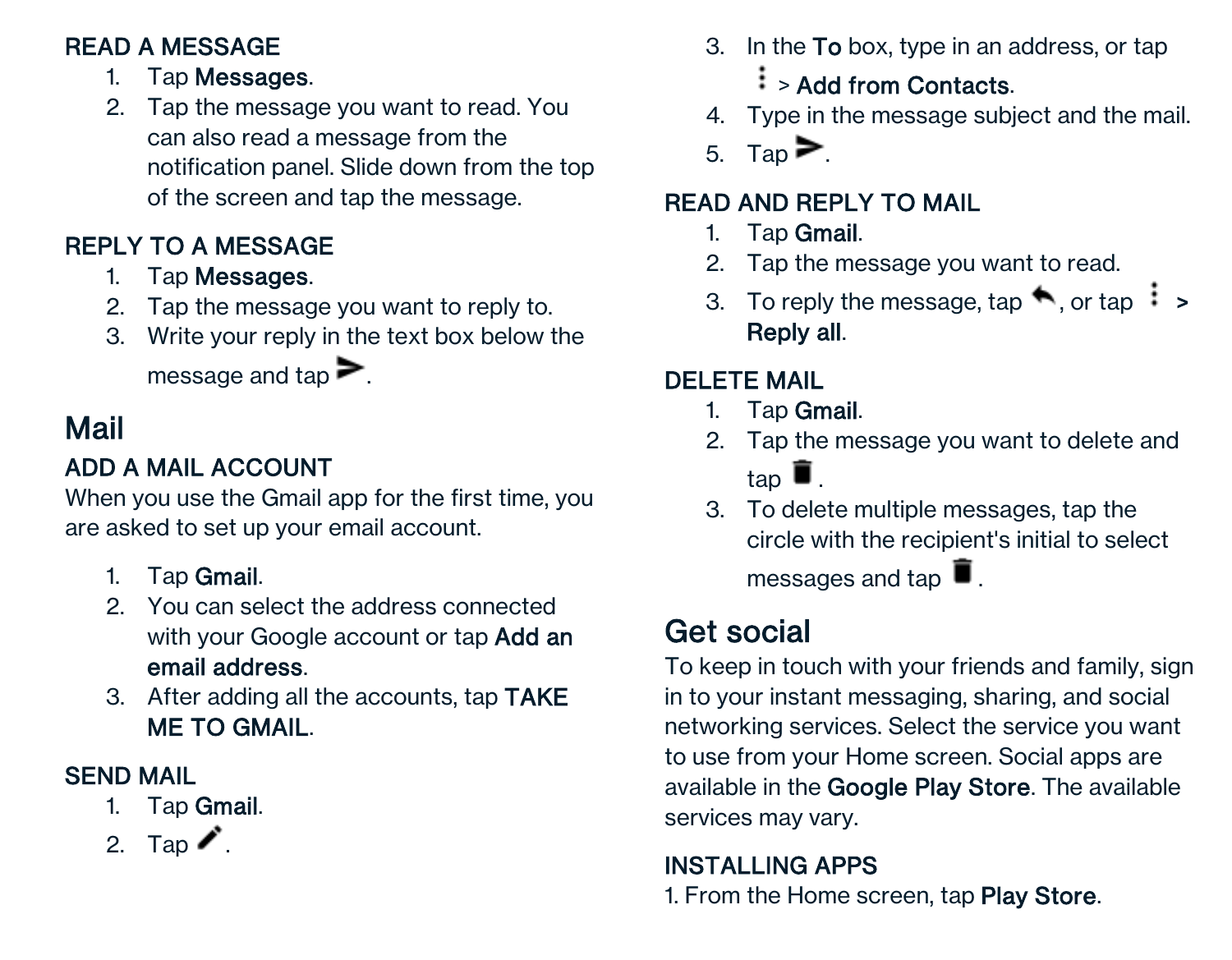### READ A MESSAGE

1. Tap **Messages**.
2. Tap the message you want to read. You can also read a message from the notification panel. Slide down from the top of the screen and tap the message.

### REPLY TO A MESSAGE

1. Tap **Messages**.
2. Tap the message you want to reply to.
3. Write your reply in the text box below the message and tap ➤.

## Mail

### ADD A MAIL ACCOUNT

When you use the Gmail app for the first time, you are asked to set up your email account.

1. Tap **Gmail**.
2. You can select the address connected with your Google account or tap **Add an email address**.
3. After adding all the accounts, tap **TAKE ME TO GMAIL**.

### SEND MAIL

1. Tap **Gmail**.
2. Tap ✎.
3. In the **To** box, type in an address, or tap ⋮ > **Add from Contacts**.
4. Type in the message subject and the mail.
5. Tap ➤.

### READ AND REPLY TO MAIL

1. Tap **Gmail**.
2. Tap the message you want to read.
3. To reply the message, tap ↩, or tap ⋮ > **Reply all**.

### DELETE MAIL

1. Tap **Gmail**.
2. Tap the message you want to delete and tap 🗑.
3. To delete multiple messages, tap the circle with the recipient's initial to select messages and tap 🗑.

## Get social

To keep in touch with your friends and family, sign in to your instant messaging, sharing, and social networking services. Select the service you want to use from your Home screen. Social apps are available in the **Google Play Store**. The available services may vary.

### INSTALLING APPS

1. From the Home screen, tap **Play Store**.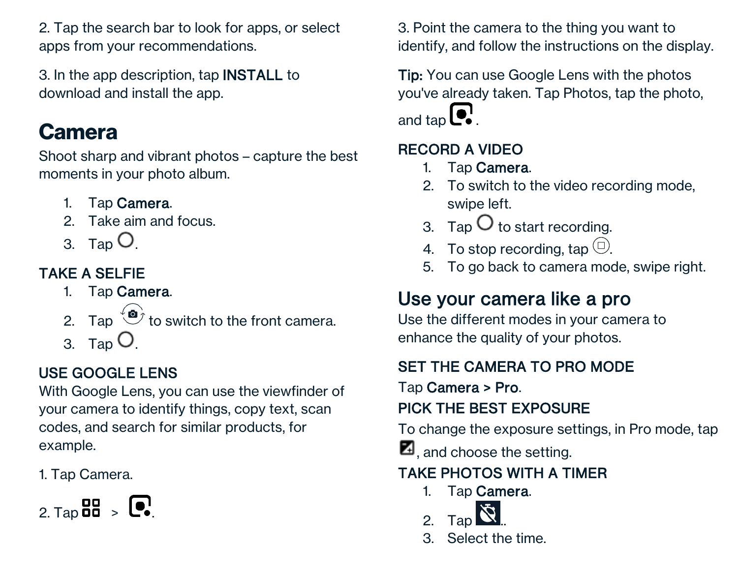2. Tap the search bar to look for apps, or select apps from your recommendations.

3. In the app description, tap **INSTALL** to download and install the app.

# Camera

Shoot sharp and vibrant photos – capture the best moments in your photo album.

1. Tap **Camera**.
2. Take aim and focus.
3. Tap .

### TAKE A SELFIE

1. Tap **Camera**.
2. Tap  to switch to the front camera.
3. Tap .

### USE GOOGLE LENS

With Google Lens, you can use the viewfinder of your camera to identify things, copy text, scan codes, and search for similar products, for example.

1. Tap Camera.

2. Tap  > .

3. Point the camera to the thing you want to identify, and follow the instructions on the display.

**Tip:** You can use Google Lens with the photos you've already taken. Tap Photos, tap the photo, and tap .

### RECORD A VIDEO

1. Tap **Camera**.
2. To switch to the video recording mode, swipe left.
3. Tap  to start recording.
4. To stop recording, tap .
5. To go back to camera mode, swipe right.

## Use your camera like a pro

Use the different modes in your camera to enhance the quality of your photos.

### SET THE CAMERA TO PRO MODE

Tap **Camera > Pro**.

### PICK THE BEST EXPOSURE

To change the exposure settings, in Pro mode, tap , and choose the setting.

### TAKE PHOTOS WITH A TIMER

1. Tap **Camera**.
2. Tap ..
3. Select the time.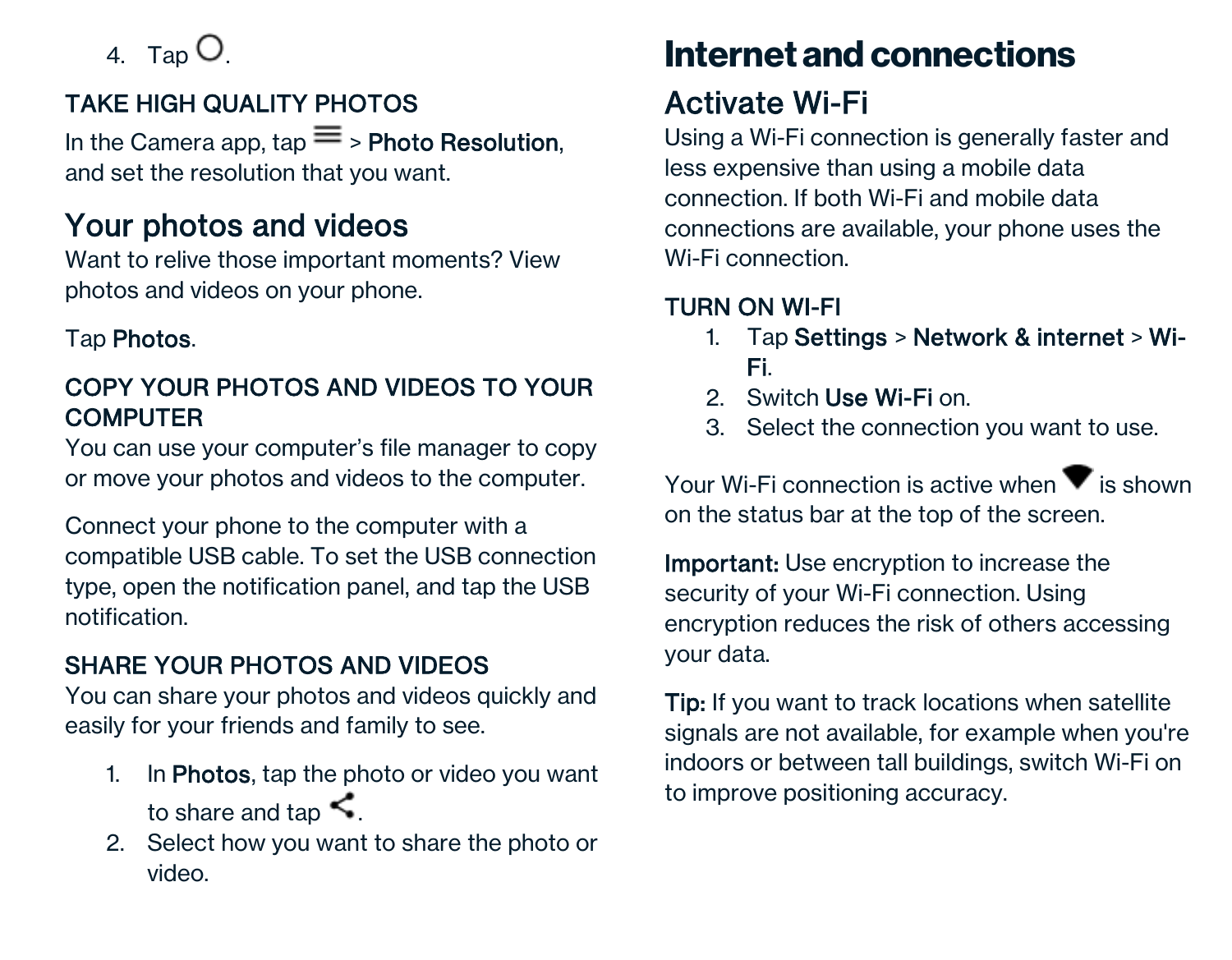4. Tap ○.

### TAKE HIGH QUALITY PHOTOS

In the Camera app, tap ≡ > **Photo Resolution**, and set the resolution that you want.

## Your photos and videos

Want to relive those important moments? View photos and videos on your phone.

Tap **Photos**.

### COPY YOUR PHOTOS AND VIDEOS TO YOUR COMPUTER

You can use your computer's file manager to copy or move your photos and videos to the computer.

Connect your phone to the computer with a compatible USB cable. To set the USB connection type, open the notification panel, and tap the USB notification.

### SHARE YOUR PHOTOS AND VIDEOS

You can share your photos and videos quickly and easily for your friends and family to see.

1. In **Photos**, tap the photo or video you want to share and tap <.
2. Select how you want to share the photo or video.

# Internet and connections

## Activate Wi-Fi

Using a Wi-Fi connection is generally faster and less expensive than using a mobile data connection. If both Wi-Fi and mobile data connections are available, your phone uses the Wi-Fi connection.

### TURN ON WI-FI

1. Tap **Settings** > **Network & internet** > **Wi-Fi**.
2. Switch **Use Wi-Fi** on.
3. Select the connection you want to use.

Your Wi-Fi connection is active when ▼ is shown on the status bar at the top of the screen.

**Important:** Use encryption to increase the security of your Wi-Fi connection. Using encryption reduces the risk of others accessing your data.

**Tip:** If you want to track locations when satellite signals are not available, for example when you're indoors or between tall buildings, switch Wi-Fi on to improve positioning accuracy.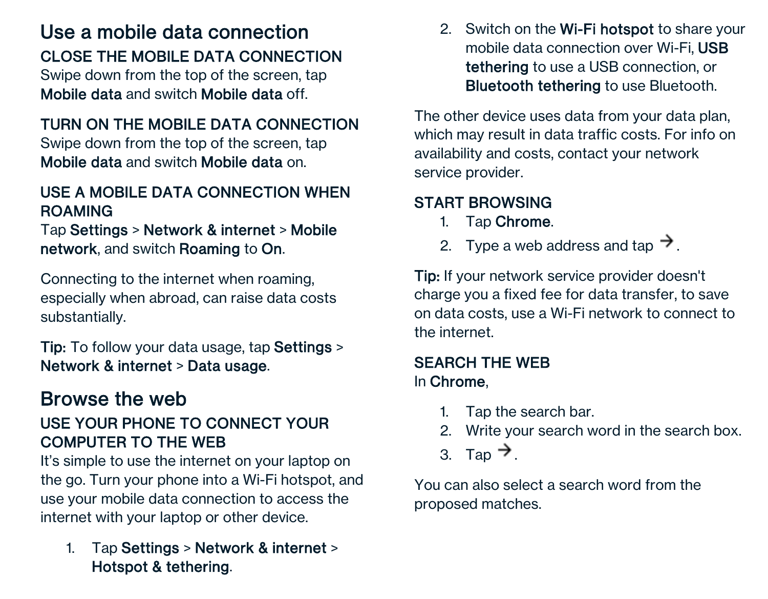## Use a mobile data connection

### CLOSE THE MOBILE DATA CONNECTION

Swipe down from the top of the screen, tap **Mobile data** and switch **Mobile data** off.

### TURN ON THE MOBILE DATA CONNECTION

Swipe down from the top of the screen, tap **Mobile data** and switch **Mobile data** on.

### USE A MOBILE DATA CONNECTION WHEN ROAMING

Tap **Settings** > **Network & internet** > **Mobile network**, and switch **Roaming** to **On**.

Connecting to the internet when roaming, especially when abroad, can raise data costs substantially.

**Tip:** To follow your data usage, tap **Settings** > **Network & internet** > **Data usage**.

## Browse the web

### USE YOUR PHONE TO CONNECT YOUR COMPUTER TO THE WEB

It's simple to use the internet on your laptop on the go. Turn your phone into a Wi-Fi hotspot, and use your mobile data connection to access the internet with your laptop or other device.

1. Tap **Settings** > **Network & internet** > **Hotspot & tethering**.
2. Switch on the **Wi-Fi hotspot** to share your mobile data connection over Wi-Fi, **USB tethering** to use a USB connection, or **Bluetooth tethering** to use Bluetooth.

The other device uses data from your data plan, which may result in data traffic costs. For info on availability and costs, contact your network service provider.

### START BROWSING

1. Tap **Chrome**.
2. Type a web address and tap →.

**Tip:** If your network service provider doesn't charge you a fixed fee for data transfer, to save on data costs, use a Wi-Fi network to connect to the internet.

### SEARCH THE WEB

In **Chrome**,

1. Tap the search bar.
2. Write your search word in the search box.
3. Tap →.

You can also select a search word from the proposed matches.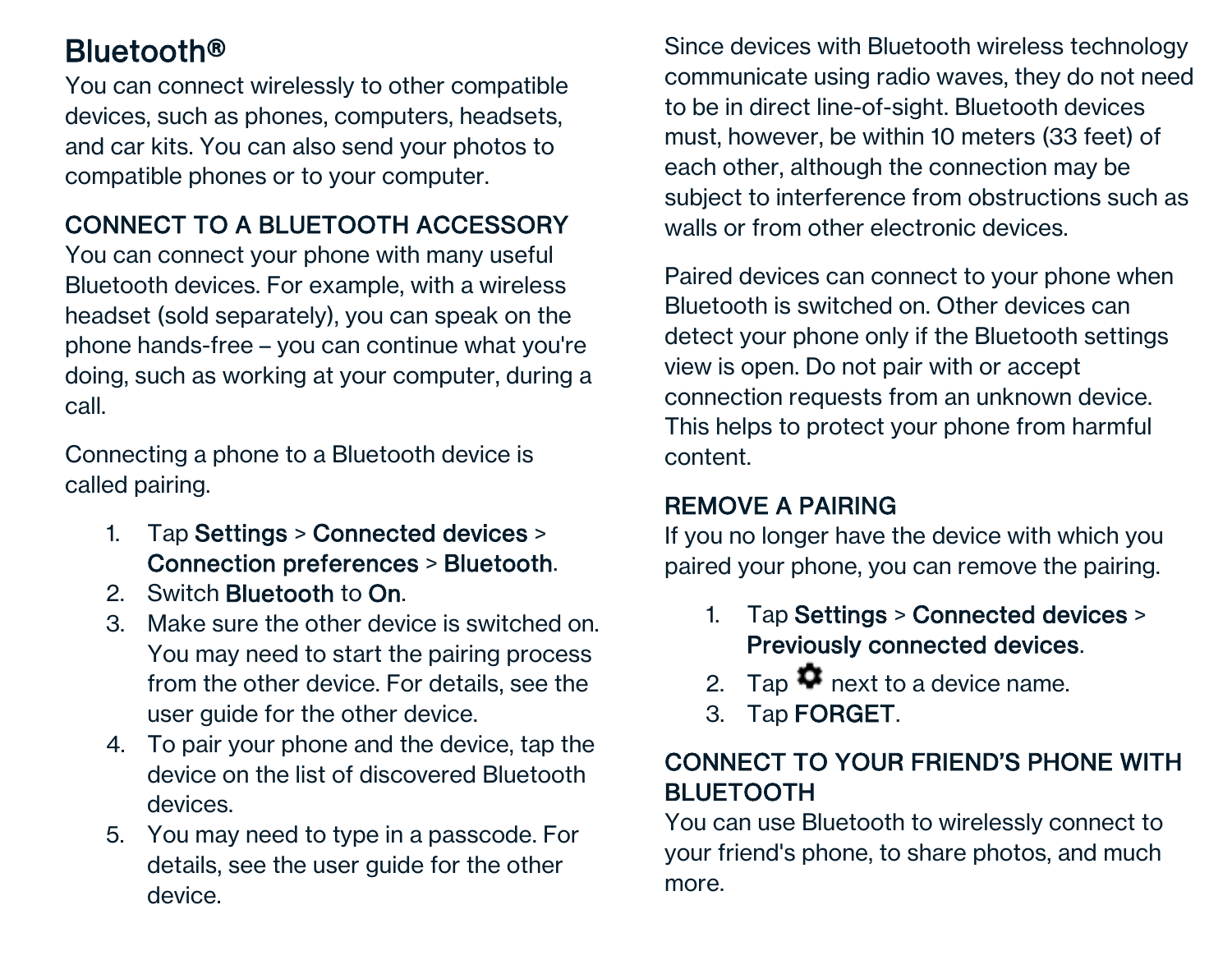# Bluetooth®

You can connect wirelessly to other compatible devices, such as phones, computers, headsets, and car kits. You can also send your photos to compatible phones or to your computer.

## CONNECT TO A BLUETOOTH ACCESSORY

You can connect your phone with many useful Bluetooth devices. For example, with a wireless headset (sold separately), you can speak on the phone hands-free – you can continue what you're doing, such as working at your computer, during a call.

Connecting a phone to a Bluetooth device is called pairing.

1. Tap **Settings** > **Connected devices** > **Connection preferences** > **Bluetooth**.
2. Switch **Bluetooth** to **On**.
3. Make sure the other device is switched on. You may need to start the pairing process from the other device. For details, see the user guide for the other device.
4. To pair your phone and the device, tap the device on the list of discovered Bluetooth devices.
5. You may need to type in a passcode. For details, see the user guide for the other device.

Since devices with Bluetooth wireless technology communicate using radio waves, they do not need to be in direct line-of-sight. Bluetooth devices must, however, be within 10 meters (33 feet) of each other, although the connection may be subject to interference from obstructions such as walls or from other electronic devices.

Paired devices can connect to your phone when Bluetooth is switched on. Other devices can detect your phone only if the Bluetooth settings view is open. Do not pair with or accept connection requests from an unknown device. This helps to protect your phone from harmful content.

## REMOVE A PAIRING

If you no longer have the device with which you paired your phone, you can remove the pairing.

1. Tap **Settings** > **Connected devices** > **Previously connected devices**.
2. Tap ⚙ next to a device name.
3. Tap **FORGET**.

## CONNECT TO YOUR FRIEND'S PHONE WITH BLUETOOTH

You can use Bluetooth to wirelessly connect to your friend's phone, to share photos, and much more.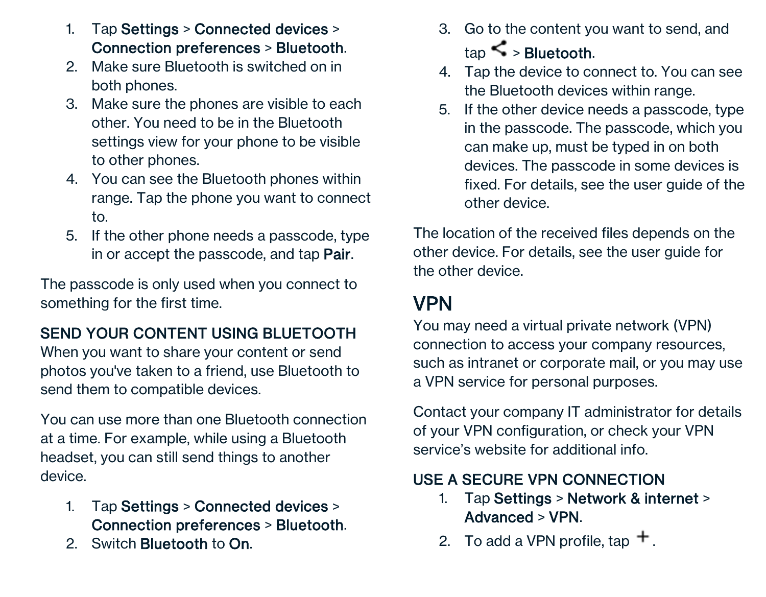1. Tap **Settings** > **Connected devices** > **Connection preferences** > **Bluetooth**.
2. Make sure Bluetooth is switched on in both phones.
3. Make sure the phones are visible to each other. You need to be in the Bluetooth settings view for your phone to be visible to other phones.
4. You can see the Bluetooth phones within range. Tap the phone you want to connect to.
5. If the other phone needs a passcode, type in or accept the passcode, and tap **Pair**.

The passcode is only used when you connect to something for the first time.

### SEND YOUR CONTENT USING BLUETOOTH

When you want to share your content or send photos you've taken to a friend, use Bluetooth to send them to compatible devices.

You can use more than one Bluetooth connection at a time. For example, while using a Bluetooth headset, you can still send things to another device.

1. Tap **Settings** > **Connected devices** > **Connection preferences** > **Bluetooth**.
2. Switch **Bluetooth** to **On**.
3. Go to the content you want to send, and tap < > **Bluetooth**.
4. Tap the device to connect to. You can see the Bluetooth devices within range.
5. If the other device needs a passcode, type in the passcode. The passcode, which you can make up, must be typed in on both devices. The passcode in some devices is fixed. For details, see the user guide of the other device.

The location of the received files depends on the other device. For details, see the user guide for the other device.

## VPN

You may need a virtual private network (VPN) connection to access your company resources, such as intranet or corporate mail, or you may use a VPN service for personal purposes.

Contact your company IT administrator for details of your VPN configuration, or check your VPN service's website for additional info.

### USE A SECURE VPN CONNECTION

1. Tap **Settings** > **Network & internet** > **Advanced** > **VPN**.
2. To add a VPN profile, tap +.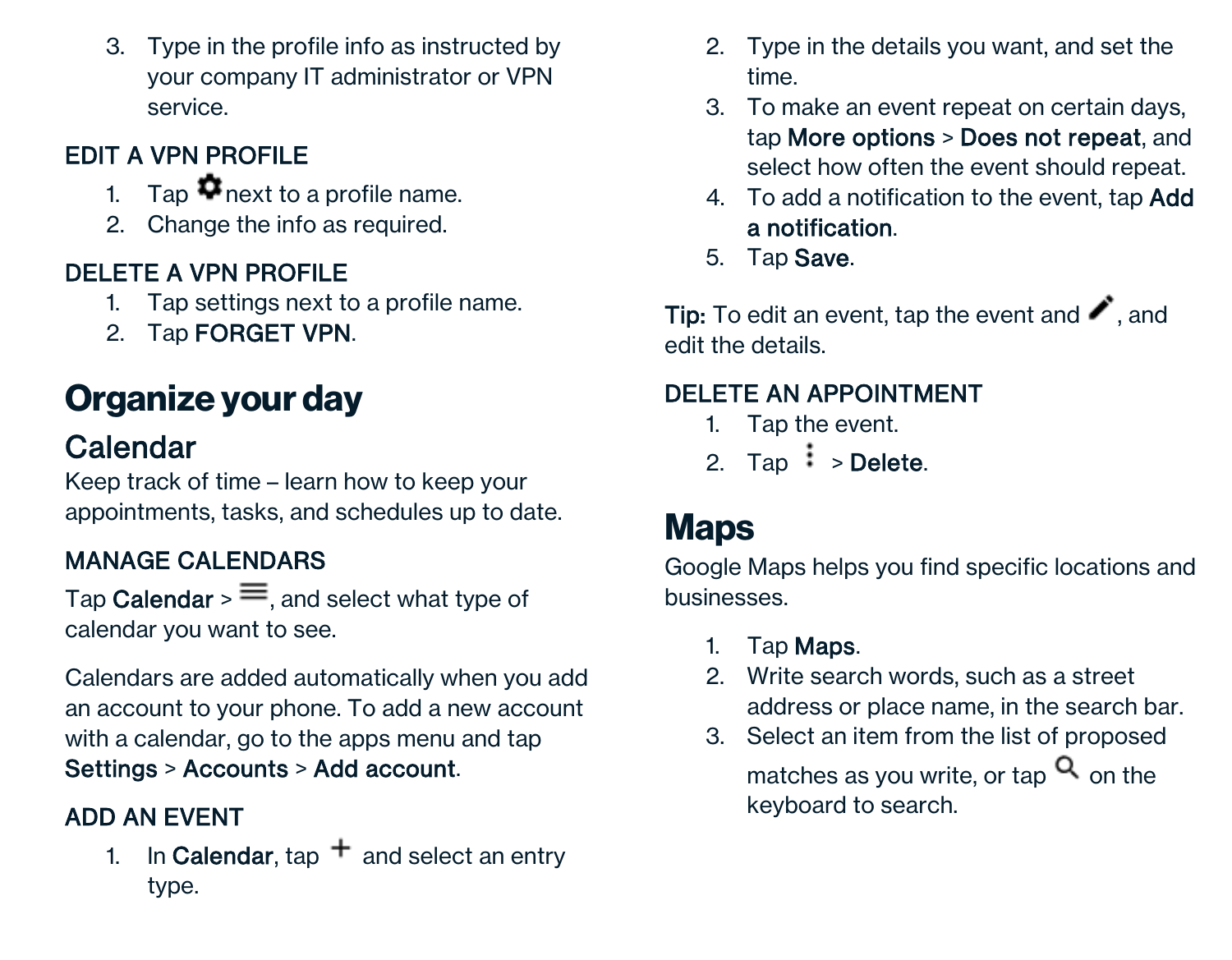3. Type in the profile info as instructed by your company IT administrator or VPN service.

### EDIT A VPN PROFILE

1. Tap ⚙ next to a profile name.
2. Change the info as required.

### DELETE A VPN PROFILE

1. Tap settings next to a profile name.
2. Tap **FORGET VPN**.

# Organize your day

## Calendar

Keep track of time – learn how to keep your appointments, tasks, and schedules up to date.

### MANAGE CALENDARS

Tap **Calendar** > ☰, and select what type of calendar you want to see.

Calendars are added automatically when you add an account to your phone. To add a new account with a calendar, go to the apps menu and tap **Settings** > **Accounts** > **Add account**.

### ADD AN EVENT

1. In **Calendar**, tap + and select an entry type.
2. Type in the details you want, and set the time.
3. To make an event repeat on certain days, tap **More options** > **Does not repeat**, and select how often the event should repeat.
4. To add a notification to the event, tap **Add a notification**.
5. Tap **Save**.

**Tip:** To edit an event, tap the event and ✏, and edit the details.

### DELETE AN APPOINTMENT

1. Tap the event.
2. Tap ⋮ > **Delete**.

# Maps

Google Maps helps you find specific locations and businesses.

1. Tap **Maps**.
2. Write search words, such as a street address or place name, in the search bar.
3. Select an item from the list of proposed matches as you write, or tap 🔍 on the keyboard to search.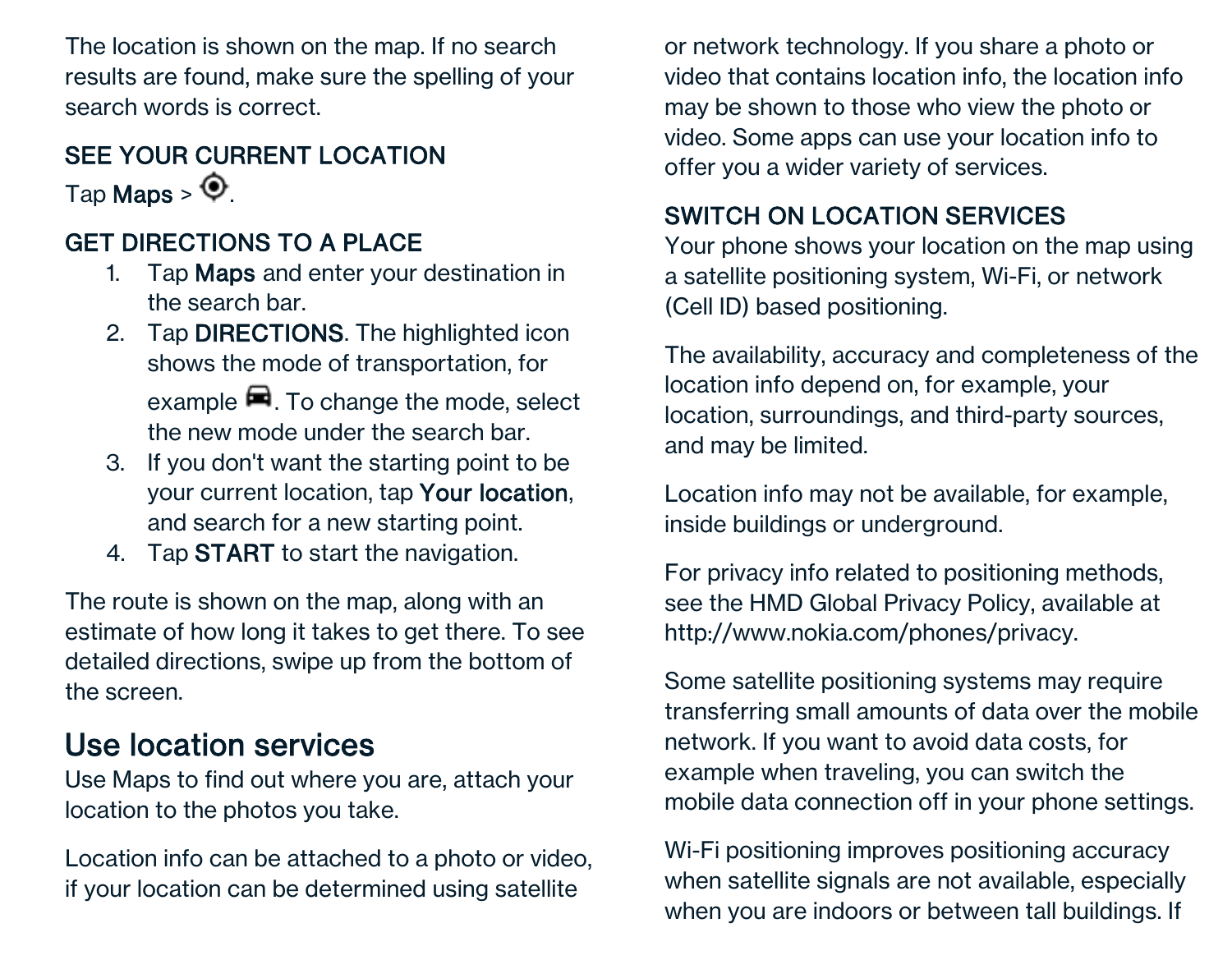The location is shown on the map. If no search results are found, make sure the spelling of your search words is correct.

### SEE YOUR CURRENT LOCATION

Tap **Maps** > ⊙.

### GET DIRECTIONS TO A PLACE

1. Tap **Maps** and enter your destination in the search bar.
2. Tap **DIRECTIONS**. The highlighted icon shows the mode of transportation, for example 🚗. To change the mode, select the new mode under the search bar.
3. If you don't want the starting point to be your current location, tap **Your location**, and search for a new starting point.
4. Tap **START** to start the navigation.

The route is shown on the map, along with an estimate of how long it takes to get there. To see detailed directions, swipe up from the bottom of the screen.

## Use location services

Use Maps to find out where you are, attach your location to the photos you take.

Location info can be attached to a photo or video, if your location can be determined using satellite or network technology. If you share a photo or video that contains location info, the location info may be shown to those who view the photo or video. Some apps can use your location info to offer you a wider variety of services.

### SWITCH ON LOCATION SERVICES

Your phone shows your location on the map using a satellite positioning system, Wi-Fi, or network (Cell ID) based positioning.

The availability, accuracy and completeness of the location info depend on, for example, your location, surroundings, and third-party sources, and may be limited.

Location info may not be available, for example, inside buildings or underground.

For privacy info related to positioning methods, see the HMD Global Privacy Policy, available at http://www.nokia.com/phones/privacy.

Some satellite positioning systems may require transferring small amounts of data over the mobile network. If you want to avoid data costs, for example when traveling, you can switch the mobile data connection off in your phone settings.

Wi-Fi positioning improves positioning accuracy when satellite signals are not available, especially when you are indoors or between tall buildings. If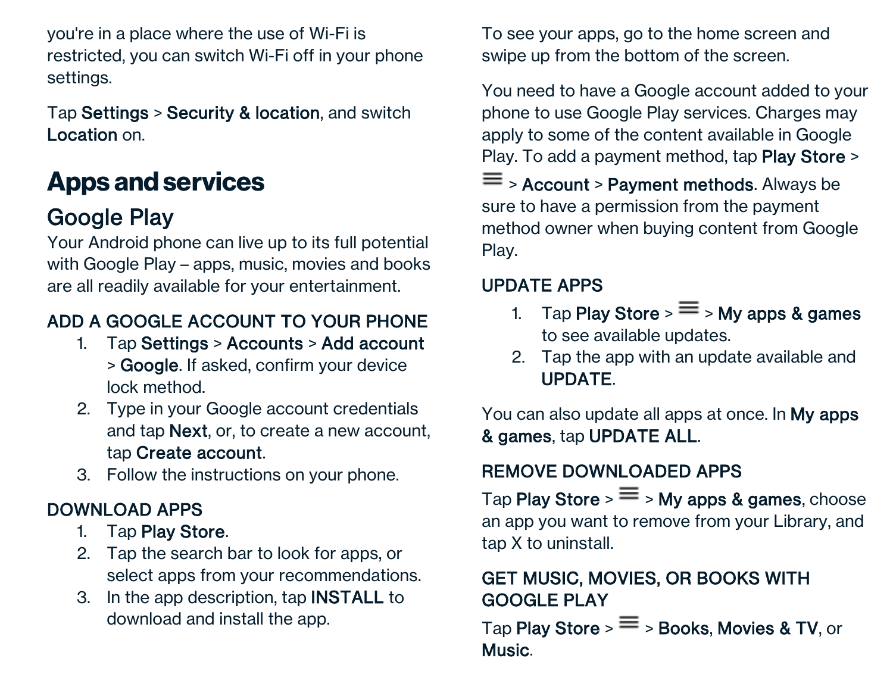you're in a place where the use of Wi-Fi is restricted, you can switch Wi-Fi off in your phone settings.

Tap **Settings** > **Security & location**, and switch **Location** on.

# Apps and services

## Google Play

Your Android phone can live up to its full potential with Google Play – apps, music, movies and books are all readily available for your entertainment.

### ADD A GOOGLE ACCOUNT TO YOUR PHONE

1. Tap **Settings** > **Accounts** > **Add account** > **Google**. If asked, confirm your device lock method.
2. Type in your Google account credentials and tap **Next**, or, to create a new account, tap **Create account**.
3. Follow the instructions on your phone.

### DOWNLOAD APPS

1. Tap **Play Store**.
2. Tap the search bar to look for apps, or select apps from your recommendations.
3. In the app description, tap **INSTALL** to download and install the app.

To see your apps, go to the home screen and swipe up from the bottom of the screen.

You need to have a Google account added to your phone to use Google Play services. Charges may apply to some of the content available in Google Play. To add a payment method, tap **Play Store** > ☰ > **Account** > **Payment methods**. Always be sure to have a permission from the payment method owner when buying content from Google Play.

### UPDATE APPS

1. Tap **Play Store** > ☰ > **My apps & games** to see available updates.
2. Tap the app with an update available and **UPDATE**.

You can also update all apps at once. In **My apps & games**, tap **UPDATE ALL**.

### REMOVE DOWNLOADED APPS

Tap **Play Store** > ☰ > **My apps & games**, choose an app you want to remove from your Library, and tap X to uninstall.

### GET MUSIC, MOVIES, OR BOOKS WITH GOOGLE PLAY

Tap **Play Store** > ☰ > **Books**, **Movies & TV**, or **Music**.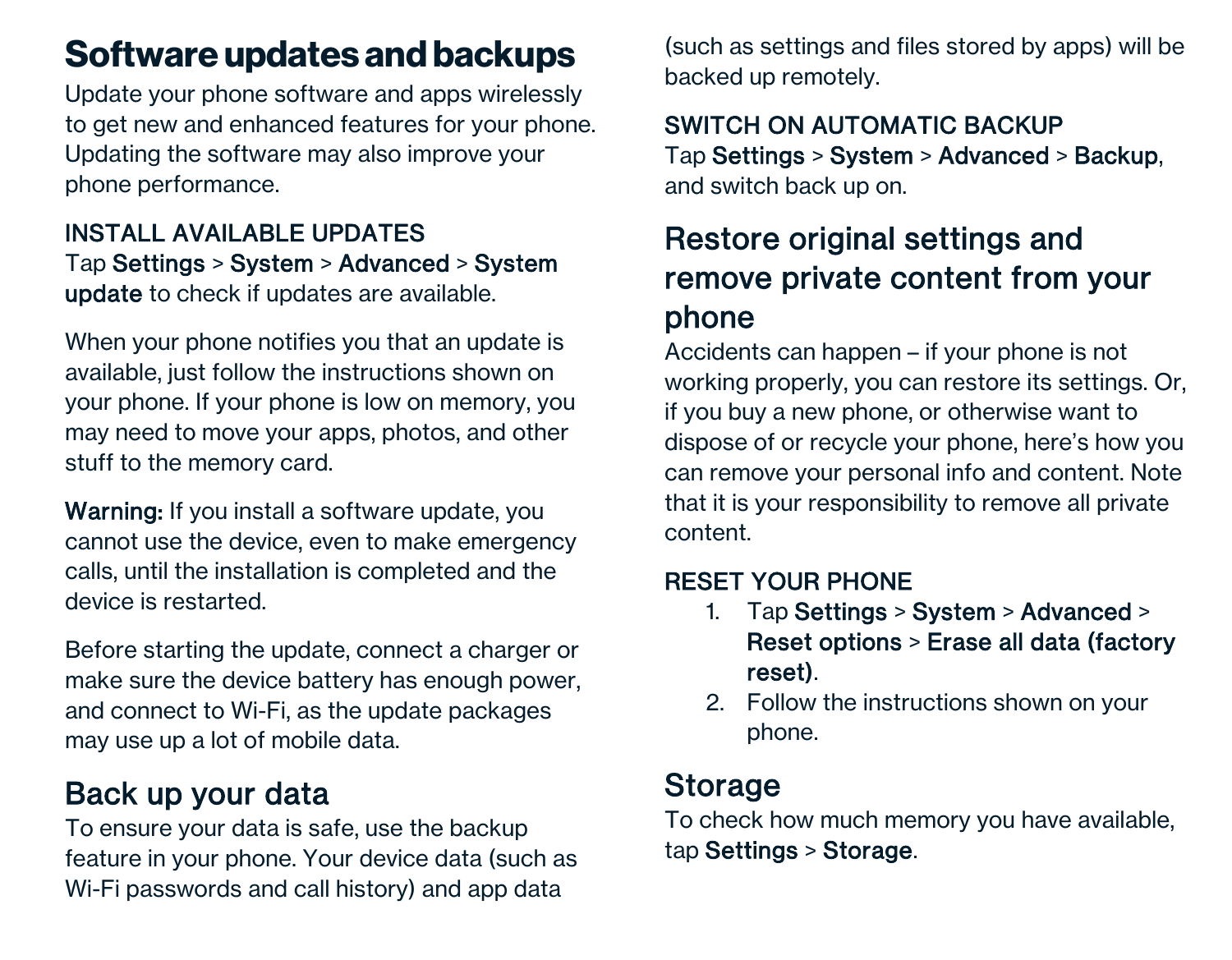# Software updates and backups

Update your phone software and apps wirelessly to get new and enhanced features for your phone. Updating the software may also improve your phone performance.

### INSTALL AVAILABLE UPDATES

Tap **Settings** > **System** > **Advanced** > **System update** to check if updates are available.

When your phone notifies you that an update is available, just follow the instructions shown on your phone. If your phone is low on memory, you may need to move your apps, photos, and other stuff to the memory card.

**Warning:** If you install a software update, you cannot use the device, even to make emergency calls, until the installation is completed and the device is restarted.

Before starting the update, connect a charger or make sure the device battery has enough power, and connect to Wi-Fi, as the update packages may use up a lot of mobile data.

## Back up your data

To ensure your data is safe, use the backup feature in your phone. Your device data (such as Wi-Fi passwords and call history) and app data (such as settings and files stored by apps) will be backed up remotely.

### SWITCH ON AUTOMATIC BACKUP

Tap **Settings** > **System** > **Advanced** > **Backup**, and switch back up on.

## Restore original settings and remove private content from your phone

Accidents can happen – if your phone is not working properly, you can restore its settings. Or, if you buy a new phone, or otherwise want to dispose of or recycle your phone, here's how you can remove your personal info and content. Note that it is your responsibility to remove all private content.

### RESET YOUR PHONE

1. Tap **Settings** > **System** > **Advanced** > **Reset options** > **Erase all data (factory reset)**.
2. Follow the instructions shown on your phone.

## Storage

To check how much memory you have available, tap **Settings** > **Storage**.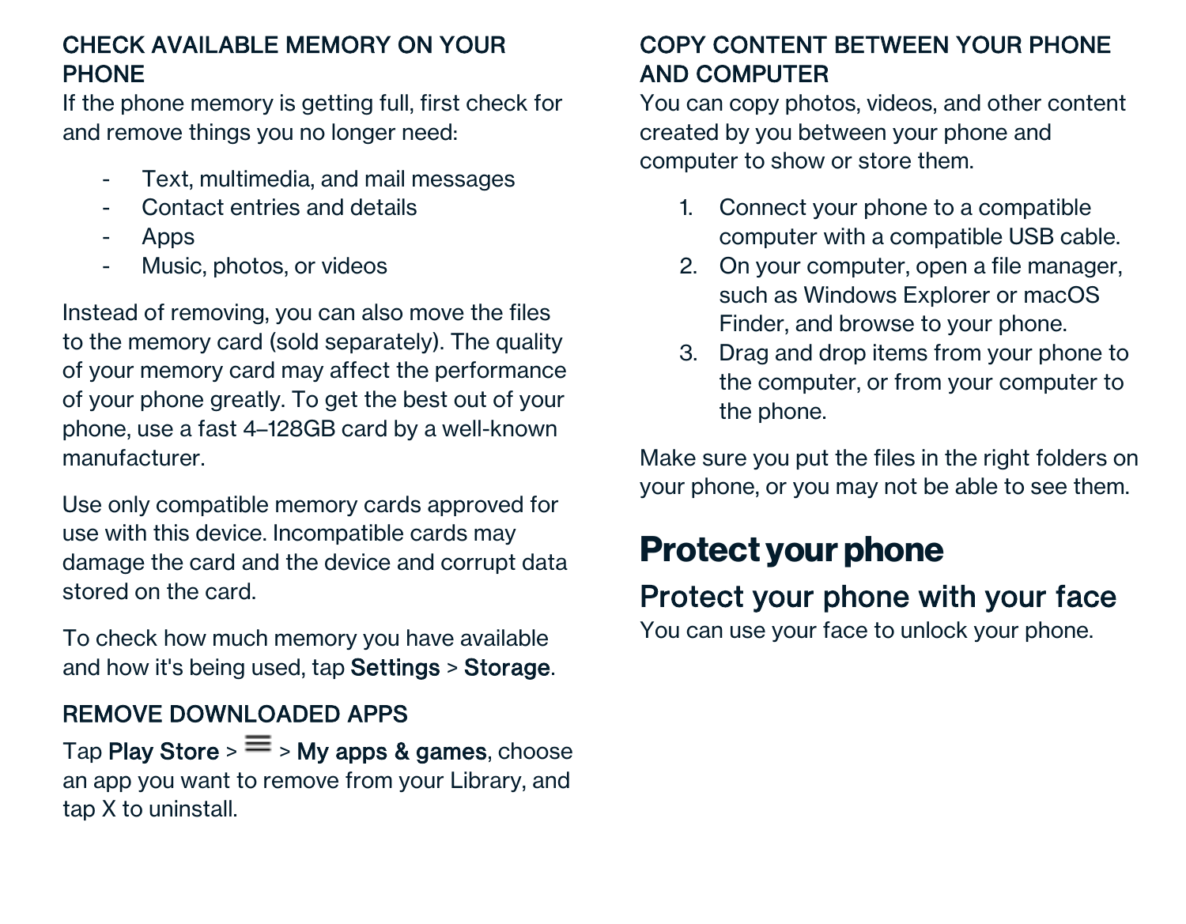### CHECK AVAILABLE MEMORY ON YOUR PHONE

If the phone memory is getting full, first check for and remove things you no longer need:

- Text, multimedia, and mail messages
- Contact entries and details
- Apps
- Music, photos, or videos

Instead of removing, you can also move the files to the memory card (sold separately). The quality of your memory card may affect the performance of your phone greatly. To get the best out of your phone, use a fast 4–128GB card by a well-known manufacturer.

Use only compatible memory cards approved for use with this device. Incompatible cards may damage the card and the device and corrupt data stored on the card.

To check how much memory you have available and how it's being used, tap **Settings** > **Storage**.

### REMOVE DOWNLOADED APPS

Tap **Play Store** > ≡ > **My apps & games**, choose an app you want to remove from your Library, and tap X to uninstall.

### COPY CONTENT BETWEEN YOUR PHONE AND COMPUTER

You can copy photos, videos, and other content created by you between your phone and computer to show or store them.

1. Connect your phone to a compatible computer with a compatible USB cable.
2. On your computer, open a file manager, such as Windows Explorer or macOS Finder, and browse to your phone.
3. Drag and drop items from your phone to the computer, or from your computer to the phone.

Make sure you put the files in the right folders on your phone, or you may not be able to see them.

# Protect your phone

## Protect your phone with your face

You can use your face to unlock your phone.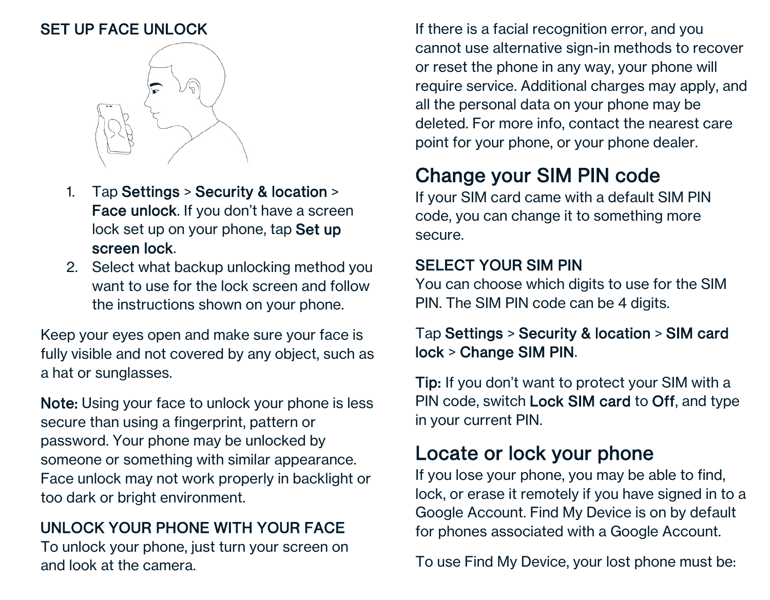### SET UP FACE UNLOCK

1. Tap **Settings** > **Security & location** > **Face unlock**. If you don't have a screen lock set up on your phone, tap **Set up screen lock**.
2. Select what backup unlocking method you want to use for the lock screen and follow the instructions shown on your phone.

Keep your eyes open and make sure your face is fully visible and not covered by any object, such as a hat or sunglasses.

**Note:** Using your face to unlock your phone is less secure than using a fingerprint, pattern or password. Your phone may be unlocked by someone or something with similar appearance. Face unlock may not work properly in backlight or too dark or bright environment.

### UNLOCK YOUR PHONE WITH YOUR FACE

To unlock your phone, just turn your screen on and look at the camera.

If there is a facial recognition error, and you cannot use alternative sign-in methods to recover or reset the phone in any way, your phone will require service. Additional charges may apply, and all the personal data on your phone may be deleted. For more info, contact the nearest care point for your phone, or your phone dealer.

## Change your SIM PIN code

If your SIM card came with a default SIM PIN code, you can change it to something more secure.

### SELECT YOUR SIM PIN

You can choose which digits to use for the SIM PIN. The SIM PIN code can be 4 digits.

Tap **Settings** > **Security & location** > **SIM card lock** > **Change SIM PIN**.

**Tip:** If you don't want to protect your SIM with a PIN code, switch **Lock SIM card** to **Off**, and type in your current PIN.

## Locate or lock your phone

If you lose your phone, you may be able to find, lock, or erase it remotely if you have signed in to a Google Account. Find My Device is on by default for phones associated with a Google Account.

To use Find My Device, your lost phone must be: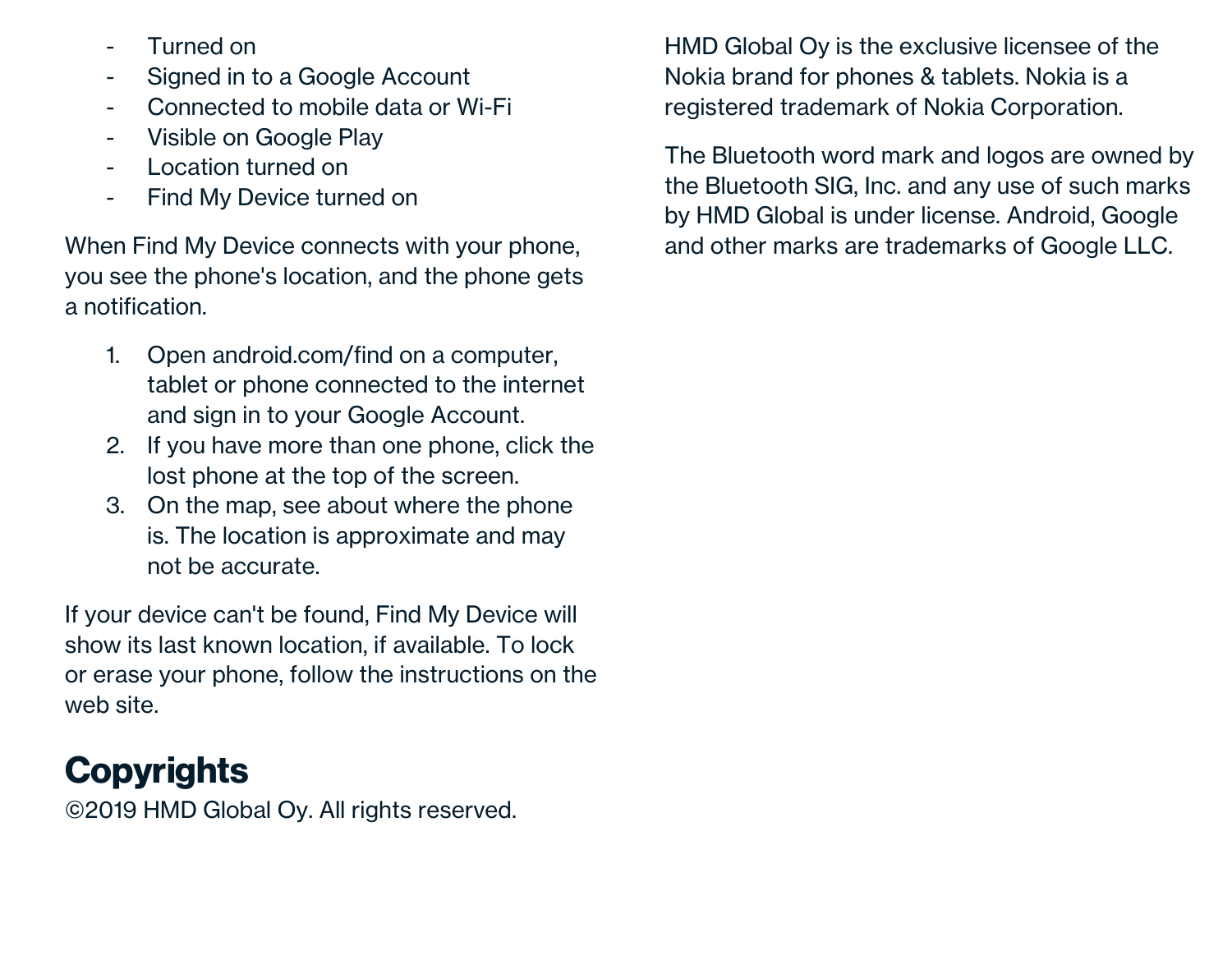- Turned on
- Signed in to a Google Account
- Connected to mobile data or Wi-Fi
- Visible on Google Play
- Location turned on
- Find My Device turned on

When Find My Device connects with your phone, you see the phone's location, and the phone gets a notification.

1. Open android.com/find on a computer, tablet or phone connected to the internet and sign in to your Google Account.
2. If you have more than one phone, click the lost phone at the top of the screen.
3. On the map, see about where the phone is. The location is approximate and may not be accurate.

If your device can't be found, Find My Device will show its last known location, if available. To lock or erase your phone, follow the instructions on the web site.

## Copyrights

©2019 HMD Global Oy. All rights reserved.

HMD Global Oy is the exclusive licensee of the Nokia brand for phones & tablets. Nokia is a registered trademark of Nokia Corporation.

The Bluetooth word mark and logos are owned by the Bluetooth SIG, Inc. and any use of such marks by HMD Global is under license. Android, Google and other marks are trademarks of Google LLC.